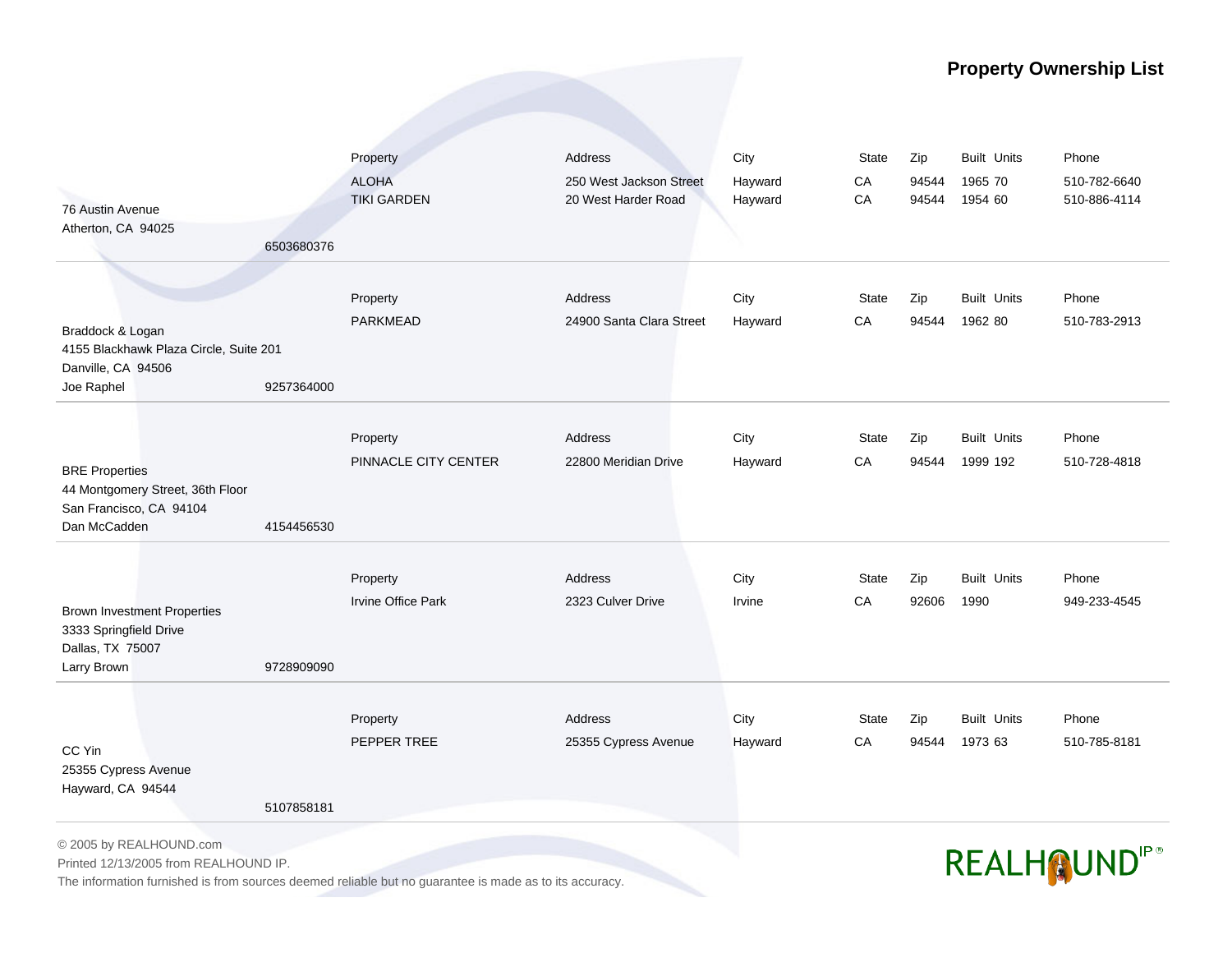# Property Ownership List

76 Austin Avenue
Atherton, CA 94025
6503680376

| Property | Address | City | State | Zip | Built | Units | Phone |
|---|---|---|---|---|---|---|---|
| ALOHA | 250 West Jackson Street | Hayward | CA | 94544 | 1965 | 70 | 510-782-6640 |
| TIKI GARDEN | 20 West Harder Road | Hayward | CA | 94544 | 1954 | 60 | 510-886-4114 |

---

Braddock & Logan
4155 Blackhawk Plaza Circle, Suite 201
Danville, CA 94506
Joe Raphel 9257364000

| Property | Address | City | State | Zip | Built | Units | Phone |
|---|---|---|---|---|---|---|---|
| PARKMEAD | 24900 Santa Clara Street | Hayward | CA | 94544 | 1962 | 80 | 510-783-2913 |

---

BRE Properties
44 Montgomery Street, 36th Floor
San Francisco, CA 94104
Dan McCadden 4154456530

| Property | Address | City | State | Zip | Built | Units | Phone |
|---|---|---|---|---|---|---|---|
| PINNACLE CITY CENTER | 22800 Meridian Drive | Hayward | CA | 94544 | 1999 | 192 | 510-728-4818 |

---

Brown Investment Properties
3333 Springfield Drive
Dallas, TX 75007
Larry Brown 9728909090

| Property | Address | City | State | Zip | Built | Units | Phone |
|---|---|---|---|---|---|---|---|
| Irvine Office Park | 2323 Culver Drive | Irvine | CA | 92606 | 1990 | | 949-233-4545 |

---

CC Yin
25355 Cypress Avenue
Hayward, CA 94544
5107858181

| Property | Address | City | State | Zip | Built | Units | Phone |
|---|---|---|---|---|---|---|---|
| PEPPER TREE | 25355 Cypress Avenue | Hayward | CA | 94544 | 1973 | 63 | 510-785-8181 |

---

© 2005 by REALHOUND.com
Printed 12/13/2005 from REALHOUND IP.
The information furnished is from sources deemed reliable but no guarantee is made as to its accuracy.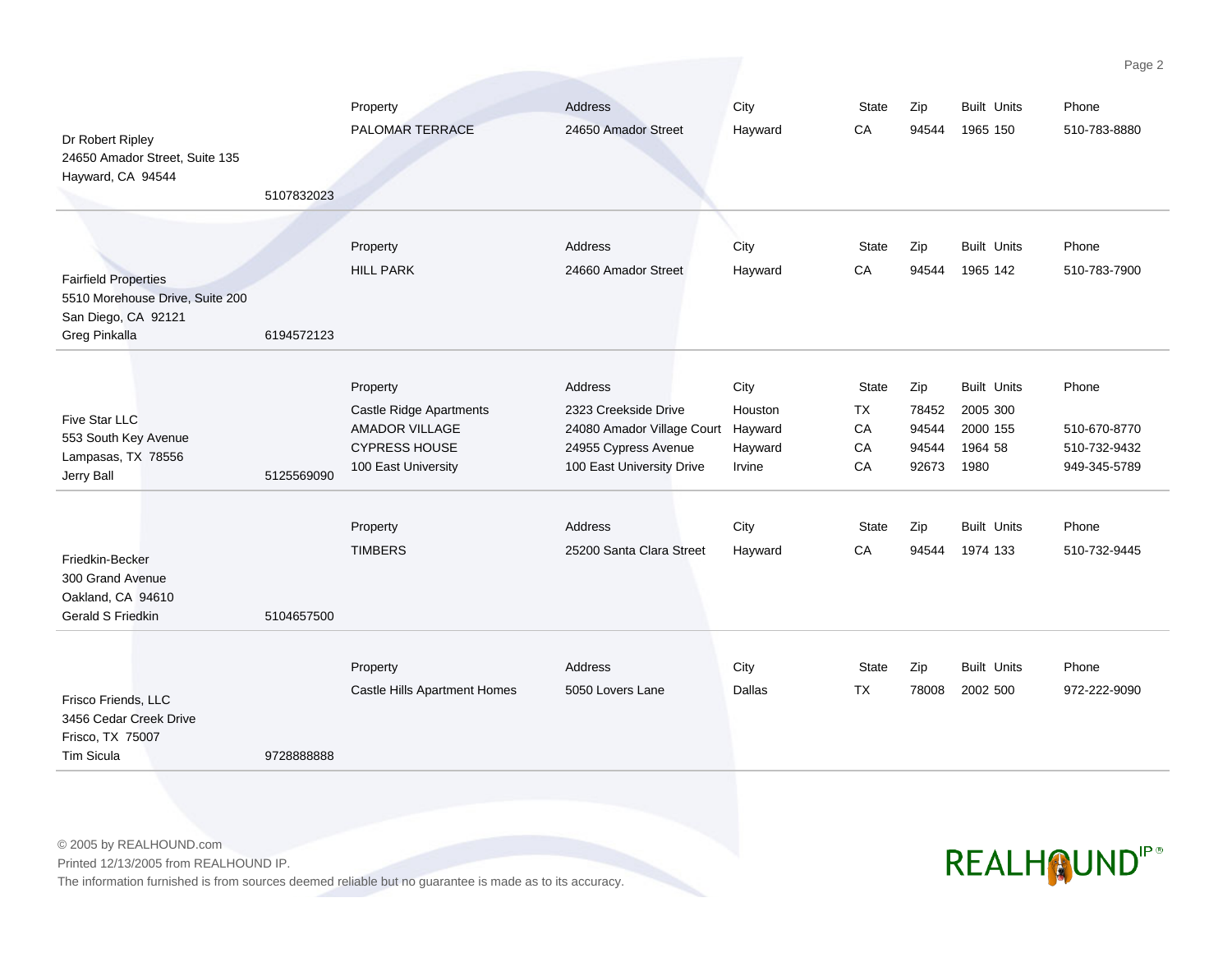Dr Robert Ripley
24650 Amador Street, Suite 135
Hayward, CA 94544
5107832023

| Property | Address | City | State | Zip | Built | Units | Phone |
|---|---|---|---|---|---|---|---|
| PALOMAR TERRACE | 24650 Amador Street | Hayward | CA | 94544 | 1965 | 150 | 510-783-8880 |

---

Fairfield Properties
5510 Morehouse Drive, Suite 200
San Diego, CA 92121
Greg Pinkalla 6194572123

| Property | Address | City | State | Zip | Built | Units | Phone |
|---|---|---|---|---|---|---|---|
| HILL PARK | 24660 Amador Street | Hayward | CA | 94544 | 1965 | 142 | 510-783-7900 |

---

Five Star LLC
553 South Key Avenue
Lampasas, TX 78556
Jerry Ball 5125569090

| Property | Address | City | State | Zip | Built | Units | Phone |
|---|---|---|---|---|---|---|---|
| Castle Ridge Apartments | 2323 Creekside Drive | Houston | TX | 78452 | 2005 | 300 | |
| AMADOR VILLAGE | 24080 Amador Village Court | Hayward | CA | 94544 | 2000 | 155 | 510-670-8770 |
| CYPRESS HOUSE | 24955 Cypress Avenue | Hayward | CA | 94544 | 1964 | 58 | 510-732-9432 |
| 100 East University | 100 East University Drive | Irvine | CA | 92673 | 1980 | | 949-345-5789 |

---

Friedkin-Becker
300 Grand Avenue
Oakland, CA 94610
Gerald S Friedkin 5104657500

| Property | Address | City | State | Zip | Built | Units | Phone |
|---|---|---|---|---|---|---|---|
| TIMBERS | 25200 Santa Clara Street | Hayward | CA | 94544 | 1974 | 133 | 510-732-9445 |

---

Frisco Friends, LLC
3456 Cedar Creek Drive
Frisco, TX 75007
Tim Sicula 9728888888

| Property | Address | City | State | Zip | Built | Units | Phone |
|---|---|---|---|---|---|---|---|
| Castle Hills Apartment Homes | 5050 Lovers Lane | Dallas | TX | 78008 | 2002 | 500 | 972-222-9090 |

---

© 2005 by REALHOUND.com
Printed 12/13/2005 from REALHOUND IP.
The information furnished is from sources deemed reliable but no guarantee is made as to its accuracy.

REALHOUND IP®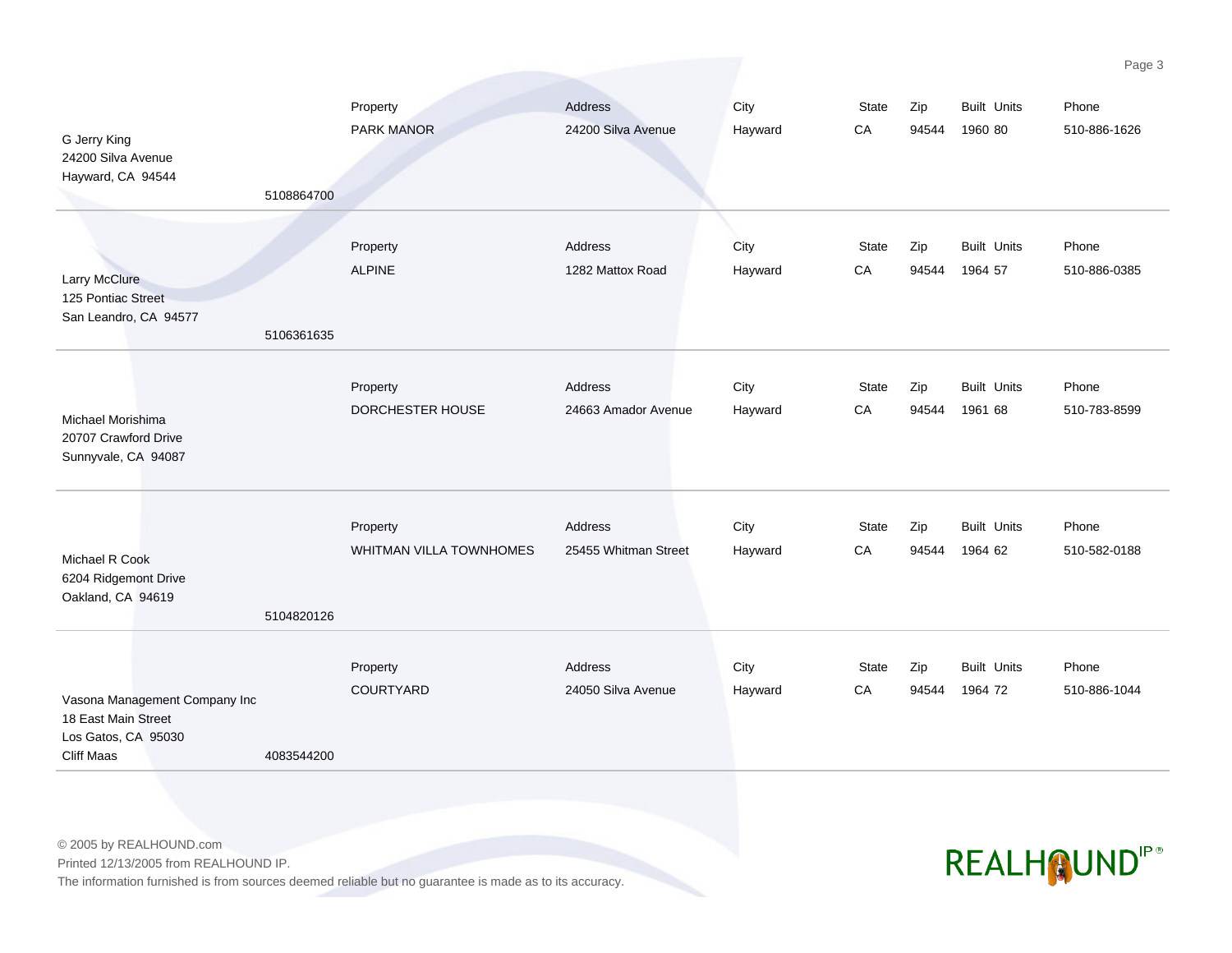| Owner | Owner Phone | Property | Address | City | State | Zip | Built | Units | Phone |
|---|---|---|---|---|---|---|---|---|---|
| G Jerry King<br>24200 Silva Avenue<br>Hayward, CA 94544 | 5108864700 | PARK MANOR | 24200 Silva Avenue | Hayward | CA | 94544 | 1960 | 80 | 510-886-1626 |
| Larry McClure<br>125 Pontiac Street<br>San Leandro, CA 94577 | 5106361635 | ALPINE | 1282 Mattox Road | Hayward | CA | 94544 | 1964 | 57 | 510-886-0385 |
| Michael Morishima<br>20707 Crawford Drive<br>Sunnyvale, CA 94087 | | DORCHESTER HOUSE | 24663 Amador Avenue | Hayward | CA | 94544 | 1961 | 68 | 510-783-8599 |
| Michael R Cook<br>6204 Ridgemont Drive<br>Oakland, CA 94619 | 5104820126 | WHITMAN VILLA TOWNHOMES | 25455 Whitman Street | Hayward | CA | 94544 | 1964 | 62 | 510-582-0188 |
| Vasona Management Company Inc<br>18 East Main Street<br>Los Gatos, CA 95030<br>Cliff Maas | 4083544200 | COURTYARD | 24050 Silva Avenue | Hayward | CA | 94544 | 1964 | 72 | 510-886-1044 |

© 2005 by REALHOUND.com

Printed 12/13/2005 from REALHOUND IP.

The information furnished is from sources deemed reliable but no guarantee is made as to its accuracy.

REALHOUND IP®